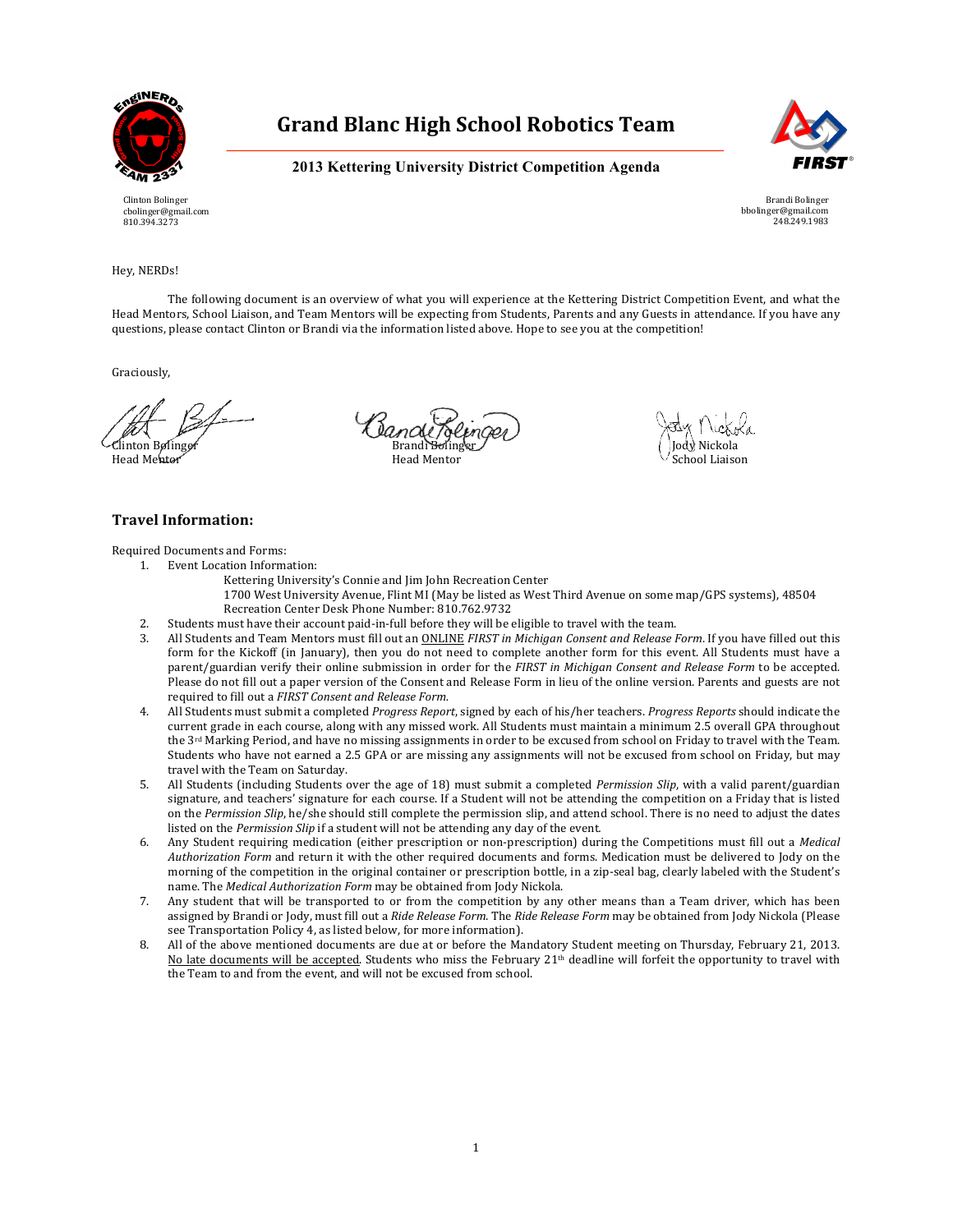# Grand Blanc High School Robotics Team

## 2013 Kettering University District Competition Agenda

Clinton Bolinger
cbolinger@gmail.com
810.394.3273

Brandi Bolinger
bbolinger@gmail.com
248.249.1983

Hey, NERDs!

The following document is an overview of what you will experience at the Kettering District Competition Event, and what the Head Mentors, School Liaison, and Team Mentors will be expecting from Students, Parents and any Guests in attendance. If you have any questions, please contact Clinton or Brandi via the information listed above. Hope to see you at the competition!

Graciously,

Clinton Bolinger
Head Mentor

Brandi Bolinger
Head Mentor

Jody Nickola
School Liaison

## Travel Information:

Required Documents and Forms:

1. Event Location Information:
   Kettering University's Connie and Jim John Recreation Center
   1700 West University Avenue, Flint MI (May be listed as West Third Avenue on some map/GPS systems), 48504
   Recreation Center Desk Phone Number: 810.762.9732
2. Students must have their account paid-in-full before they will be eligible to travel with the team.
3. All Students and Team Mentors must fill out an ONLINE *FIRST in Michigan Consent and Release Form*. If you have filled out this form for the Kickoff (in January), then you do not need to complete another form for this event. All Students must have a parent/guardian verify their online submission in order for the *FIRST in Michigan Consent and Release Form* to be accepted. Please do not fill out a paper version of the Consent and Release Form in lieu of the online version. Parents and guests are not required to fill out a *FIRST Consent and Release Form.*
4. All Students must submit a completed *Progress Report*, signed by each of his/her teachers. *Progress Reports* should indicate the current grade in each course, along with any missed work. All Students must maintain a minimum 2.5 overall GPA throughout the 3rd Marking Period, and have no missing assignments in order to be excused from school on Friday to travel with the Team. Students who have not earned a 2.5 GPA or are missing any assignments will not be excused from school on Friday, but may travel with the Team on Saturday.
5. All Students (including Students over the age of 18) must submit a completed *Permission Slip*, with a valid parent/guardian signature, and teachers' signature for each course. If a Student will not be attending the competition on a Friday that is listed on the *Permission Slip*, he/she should still complete the permission slip, and attend school. There is no need to adjust the dates listed on the *Permission Slip* if a student will not be attending any day of the event.
6. Any Student requiring medication (either prescription or non-prescription) during the Competitions must fill out a *Medical Authorization Form* and return it with the other required documents and forms. Medication must be delivered to Jody on the morning of the competition in the original container or prescription bottle, in a zip-seal bag, clearly labeled with the Student's name. The *Medical Authorization Form* may be obtained from Jody Nickola.
7. Any student that will be transported to or from the competition by any other means than a Team driver, which has been assigned by Brandi or Jody, must fill out a *Ride Release Form*. The *Ride Release Form* may be obtained from Jody Nickola (Please see Transportation Policy 4, as listed below, for more information).
8. All of the above mentioned documents are due at or before the Mandatory Student meeting on Thursday, February 21, 2013. No late documents will be accepted. Students who miss the February 21st deadline will forfeit the opportunity to travel with the Team to and from the event, and will not be excused from school.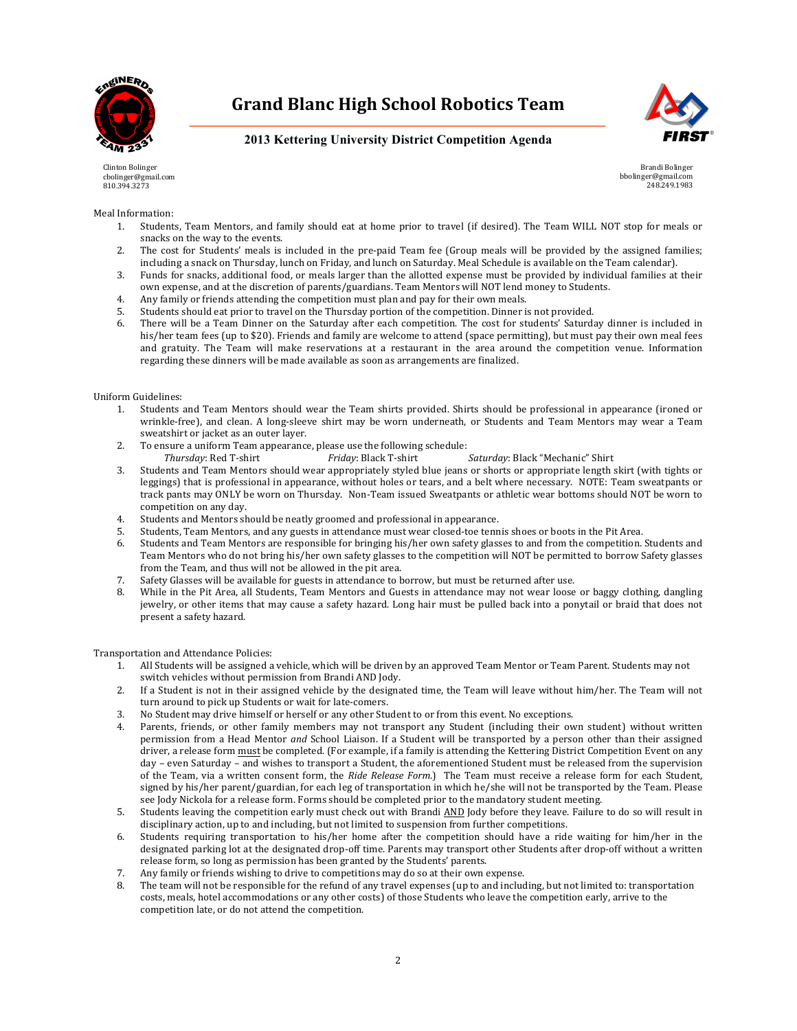# Grand Blanc High School Robotics Team

## 2013 Kettering University District Competition Agenda

Clinton Bolinger
cbolinger@gmail.com
810.394.3273

Brandi Bolinger
bbolinger@gmail.com
248.249.1983

Meal Information:

1. Students, Team Mentors, and family should eat at home prior to travel (if desired). The Team WILL NOT stop for meals or snacks on the way to the events.
2. The cost for Students' meals is included in the pre-paid Team fee (Group meals will be provided by the assigned families; including a snack on Thursday, lunch on Friday, and lunch on Saturday. Meal Schedule is available on the Team calendar).
3. Funds for snacks, additional food, or meals larger than the allotted expense must be provided by individual families at their own expense, and at the discretion of parents/guardians. Team Mentors will NOT lend money to Students.
4. Any family or friends attending the competition must plan and pay for their own meals.
5. Students should eat prior to travel on the Thursday portion of the competition. Dinner is not provided.
6. There will be a Team Dinner on the Saturday after each competition. The cost for students' Saturday dinner is included in his/her team fees (up to $20). Friends and family are welcome to attend (space permitting), but must pay their own meal fees and gratuity. The Team will make reservations at a restaurant in the area around the competition venue. Information regarding these dinners will be made available as soon as arrangements are finalized.

Uniform Guidelines:

1. Students and Team Mentors should wear the Team shirts provided. Shirts should be professional in appearance (ironed or wrinkle-free), and clean. A long-sleeve shirt may be worn underneath, or Students and Team Mentors may wear a Team sweatshirt or jacket as an outer layer.
2. To ensure a uniform Team appearance, please use the following schedule:
   *Thursday*: Red T-shirt *Friday*: Black T-shirt *Saturday*: Black "Mechanic" Shirt
3. Students and Team Mentors should wear appropriately styled blue jeans or shorts or appropriate length skirt (with tights or leggings) that is professional in appearance, without holes or tears, and a belt where necessary. NOTE: Team sweatpants or track pants may ONLY be worn on Thursday. Non-Team issued Sweatpants or athletic wear bottoms should NOT be worn to competition on any day.
4. Students and Mentors should be neatly groomed and professional in appearance.
5. Students, Team Mentors, and any guests in attendance must wear closed-toe tennis shoes or boots in the Pit Area.
6. Students and Team Mentors are responsible for bringing his/her own safety glasses to and from the competition. Students and Team Mentors who do not bring his/her own safety glasses to the competition will NOT be permitted to borrow Safety glasses from the Team, and thus will not be allowed in the pit area.
7. Safety Glasses will be available for guests in attendance to borrow, but must be returned after use.
8. While in the Pit Area, all Students, Team Mentors and Guests in attendance may not wear loose or baggy clothing, dangling jewelry, or other items that may cause a safety hazard. Long hair must be pulled back into a ponytail or braid that does not present a safety hazard.

Transportation and Attendance Policies:

1. All Students will be assigned a vehicle, which will be driven by an approved Team Mentor or Team Parent. Students may not switch vehicles without permission from Brandi AND Jody.
2. If a Student is not in their assigned vehicle by the designated time, the Team will leave without him/her. The Team will not turn around to pick up Students or wait for late-comers.
3. No Student may drive himself or herself or any other Student to or from this event. No exceptions.
4. Parents, friends, or other family members may not transport any Student (including their own student) without written permission from a Head Mentor *and* School Liaison. If a Student will be transported by a person other than their assigned driver, a release form <u>must</u> be completed. (For example, if a family is attending the Kettering District Competition Event on any day – even Saturday – and wishes to transport a Student, the aforementioned Student must be released from the supervision of the Team, via a written consent form, the *Ride Release Form*.) The Team must receive a release form for each Student, signed by his/her parent/guardian, for each leg of transportation in which he/she will not be transported by the Team. Please see Jody Nickola for a release form. Forms should be completed prior to the mandatory student meeting.
5. Students leaving the competition early must check out with Brandi <u>AND</u> Jody before they leave. Failure to do so will result in disciplinary action, up to and including, but not limited to suspension from further competitions.
6. Students requiring transportation to his/her home after the competition should have a ride waiting for him/her in the designated parking lot at the designated drop-off time. Parents may transport other Students after drop-off without a written release form, so long as permission has been granted by the Students' parents.
7. Any family or friends wishing to drive to competitions may do so at their own expense.
8. The team will not be responsible for the refund of any travel expenses (up to and including, but not limited to: transportation costs, meals, hotel accommodations or any other costs) of those Students who leave the competition early, arrive to the competition late, or do not attend the competition.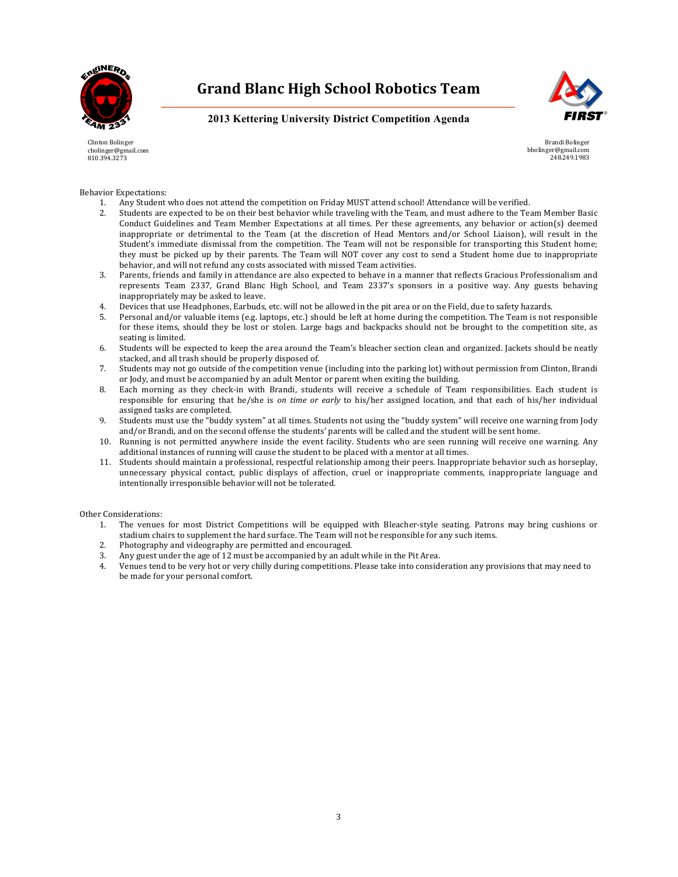# Grand Blanc High School Robotics Team

### 2013 Kettering University District Competition Agenda

Clinton Bolinger
cbolinger@gmail.com
810.394.3273

Brandi Bolinger
bbolinger@gmail.com
248.249.1983

Behavior Expectations:

1. Any Student who does not attend the competition on Friday MUST attend school! Attendance will be verified.
2. Students are expected to be on their best behavior while traveling with the Team, and must adhere to the Team Member Basic Conduct Guidelines and Team Member Expectations at all times. Per these agreements, any behavior or action(s) deemed inappropriate or detrimental to the Team (at the discretion of Head Mentors and/or School Liaison), will result in the Student's immediate dismissal from the competition. The Team will not be responsible for transporting this Student home; they must be picked up by their parents. The Team will NOT cover any cost to send a Student home due to inappropriate behavior, and will not refund any costs associated with missed Team activities.
3. Parents, friends and family in attendance are also expected to behave in a manner that reflects Gracious Professionalism and represents Team 2337, Grand Blanc High School, and Team 2337's sponsors in a positive way. Any guests behaving inappropriately may be asked to leave.
4. Devices that use Headphones, Earbuds, etc. will not be allowed in the pit area or on the Field, due to safety hazards.
5. Personal and/or valuable items (e.g. laptops, etc.) should be left at home during the competition. The Team is not responsible for these items, should they be lost or stolen. Large bags and backpacks should not be brought to the competition site, as seating is limited.
6. Students will be expected to keep the area around the Team's bleacher section clean and organized. Jackets should be neatly stacked, and all trash should be properly disposed of.
7. Students may not go outside of the competition venue (including into the parking lot) without permission from Clinton, Brandi or Jody, and must be accompanied by an adult Mentor or parent when exiting the building.
8. Each morning as they check-in with Brandi, students will receive a schedule of Team responsibilities. Each student is responsible for ensuring that he/she is *on time or early* to his/her assigned location, and that each of his/her individual assigned tasks are completed.
9. Students must use the "buddy system" at all times. Students not using the "buddy system" will receive one warning from Jody and/or Brandi, and on the second offense the students' parents will be called and the student will be sent home.
10. Running is not permitted anywhere inside the event facility. Students who are seen running will receive one warning. Any additional instances of running will cause the student to be placed with a mentor at all times.
11. Students should maintain a professional, respectful relationship among their peers. Inappropriate behavior such as horseplay, unnecessary physical contact, public displays of affection, cruel or inappropriate comments, inappropriate language and intentionally irresponsible behavior will not be tolerated.

Other Considerations:

1. The venues for most District Competitions will be equipped with Bleacher-style seating. Patrons may bring cushions or stadium chairs to supplement the hard surface. The Team will not be responsible for any such items.
2. Photography and videography are permitted and encouraged.
3. Any guest under the age of 12 must be accompanied by an adult while in the Pit Area.
4. Venues tend to be very hot or very chilly during competitions. Please take into consideration any provisions that may need to be made for your personal comfort.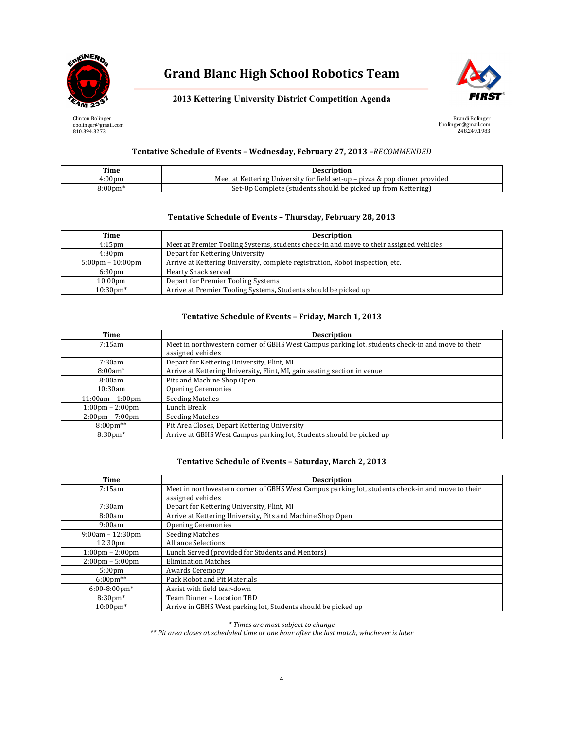# Grand Blanc High School Robotics Team

## 2013 Kettering University District Competition Agenda

Clinton Bolinger
cbolinger@gmail.com
810.394.3273

Brandi Bolinger
bbolinger@gmail.com
248.249.1983

### Tentative Schedule of Events – Wednesday, February 27, 2013 –*RECOMMENDED*

| Time | Description |
|---|---|
| 4:00pm | Meet at Kettering University for field set-up – pizza & pop dinner provided |
| 8:00pm* | Set-Up Complete (students should be picked up from Kettering) |

### Tentative Schedule of Events – Thursday, February 28, 2013

| Time | Description |
|---|---|
| 4:15pm | Meet at Premier Tooling Systems, students check-in and move to their assigned vehicles |
| 4:30pm | Depart for Kettering University |
| 5:00pm – 10:00pm | Arrive at Kettering University, complete registration, Robot inspection, etc. |
| 6:30pm | Hearty Snack served |
| 10:00pm | Depart for Premier Tooling Systems |
| 10:30pm* | Arrive at Premier Tooling Systems, Students should be picked up |

### Tentative Schedule of Events – Friday, March 1, 2013

| Time | Description |
|---|---|
| 7:15am | Meet in northwestern corner of GBHS West Campus parking lot, students check-in and move to their assigned vehicles |
| 7:30am | Depart for Kettering University, Flint, MI |
| 8:00am* | Arrive at Kettering University, Flint, MI, gain seating section in venue |
| 8:00am | Pits and Machine Shop Open |
| 10:30am | Opening Ceremonies |
| 11:00am – 1:00pm | Seeding Matches |
| 1:00pm – 2:00pm | Lunch Break |
| 2:00pm – 7:00pm | Seeding Matches |
| 8:00pm** | Pit Area Closes, Depart Kettering University |
| 8:30pm* | Arrive at GBHS West Campus parking lot, Students should be picked up |

### Tentative Schedule of Events – Saturday, March 2, 2013

| Time | Description |
|---|---|
| 7:15am | Meet in northwestern corner of GBHS West Campus parking lot, students check-in and move to their assigned vehicles |
| 7:30am | Depart for Kettering University, Flint, MI |
| 8:00am | Arrive at Kettering University, Pits and Machine Shop Open |
| 9:00am | Opening Ceremonies |
| 9:00am – 12:30pm | Seeding Matches |
| 12:30pm | Alliance Selections |
| 1:00pm – 2:00pm | Lunch Served (provided for Students and Mentors) |
| 2:00pm – 5:00pm | Elimination Matches |
| 5:00pm | Awards Ceremony |
| 6:00pm** | Pack Robot and Pit Materials |
| 6:00-8:00pm* | Assist with field tear-down |
| 8:30pm* | Team Dinner – Location TBD |
| 10:00pm* | Arrive in GBHS West parking lot, Students should be picked up |

*\* Times are most subject to change*
*\*\* Pit area closes at scheduled time or one hour after the last match, whichever is later*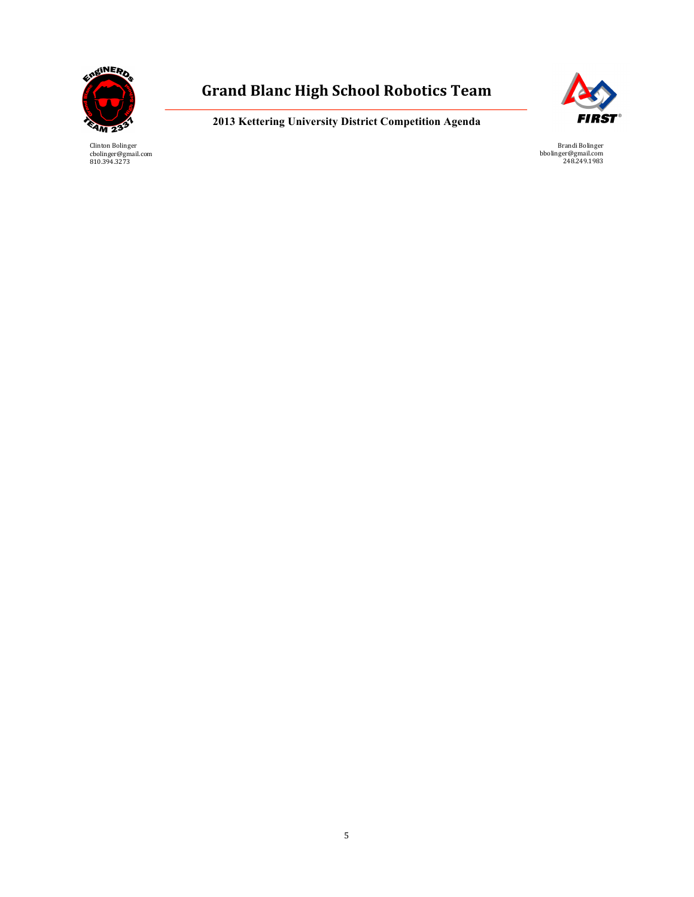# Grand Blanc High School Robotics Team

**2013 Kettering University District Competition Agenda**

Clinton Bolinger
cbolinger@gmail.com
810.394.3273

Brandi Bolinger
bbolinger@gmail.com
248.249.1983